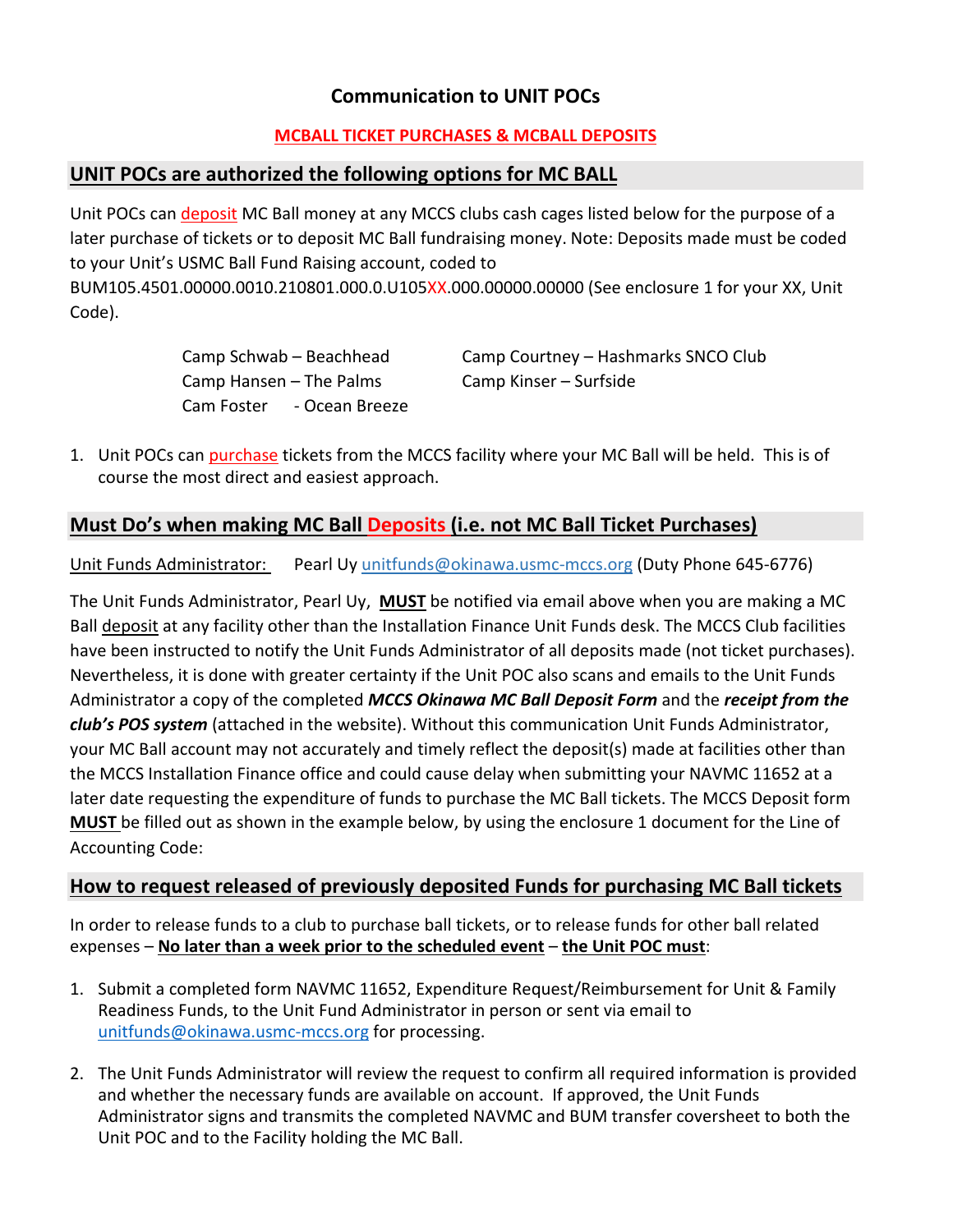# Communication to UNIT POCs

**MCBALL TICKET PURCHASES & MCBALL DEPOSITS**

## UNIT POCs are authorized the following options for MC BALL

Unit POCs can deposit MC Ball money at any MCCS clubs cash cages listed below for the purpose of a later purchase of tickets or to deposit MC Ball fundraising money. Note: Deposits made must be coded to your Unit's USMC Ball Fund Raising account, coded to BUM105.4501.00000.0010.210801.000.0.U105XX.000.00000.00000 (See enclosure 1 for your XX, Unit Code).

| | |
|---|---|
| Camp Schwab – Beachhead | Camp Courtney – Hashmarks SNCO Club |
| Camp Hansen – The Palms | Camp Kinser – Surfside |
| Cam Foster - Ocean Breeze | |

1. Unit POCs can purchase tickets from the MCCS facility where your MC Ball will be held. This is of course the most direct and easiest approach.

## Must Do's when making MC Ball Deposits (i.e. not MC Ball Ticket Purchases)

Unit Funds Administrator: Pearl Uy unitfunds@okinawa.usmc-mccs.org (Duty Phone 645-6776)

The Unit Funds Administrator, Pearl Uy, **MUST** be notified via email above when you are making a MC Ball deposit at any facility other than the Installation Finance Unit Funds desk. The MCCS Club facilities have been instructed to notify the Unit Funds Administrator of all deposits made (not ticket purchases). Nevertheless, it is done with greater certainty if the Unit POC also scans and emails to the Unit Funds Administrator a copy of the completed ***MCCS Okinawa MC Ball Deposit Form*** and the ***receipt from the club's POS system*** (attached in the website). Without this communication Unit Funds Administrator, your MC Ball account may not accurately and timely reflect the deposit(s) made at facilities other than the MCCS Installation Finance office and could cause delay when submitting your NAVMC 11652 at a later date requesting the expenditure of funds to purchase the MC Ball tickets. The MCCS Deposit form **MUST** be filled out as shown in the example below, by using the enclosure 1 document for the Line of Accounting Code:

## How to request released of previously deposited Funds for purchasing MC Ball tickets

In order to release funds to a club to purchase ball tickets, or to release funds for other ball related expenses – **No later than a week prior to the scheduled event** – **the Unit POC must**:

1. Submit a completed form NAVMC 11652, Expenditure Request/Reimbursement for Unit & Family Readiness Funds, to the Unit Fund Administrator in person or sent via email to unitfunds@okinawa.usmc-mccs.org for processing.

2. The Unit Funds Administrator will review the request to confirm all required information is provided and whether the necessary funds are available on account. If approved, the Unit Funds Administrator signs and transmits the completed NAVMC and BUM transfer coversheet to both the Unit POC and to the Facility holding the MC Ball.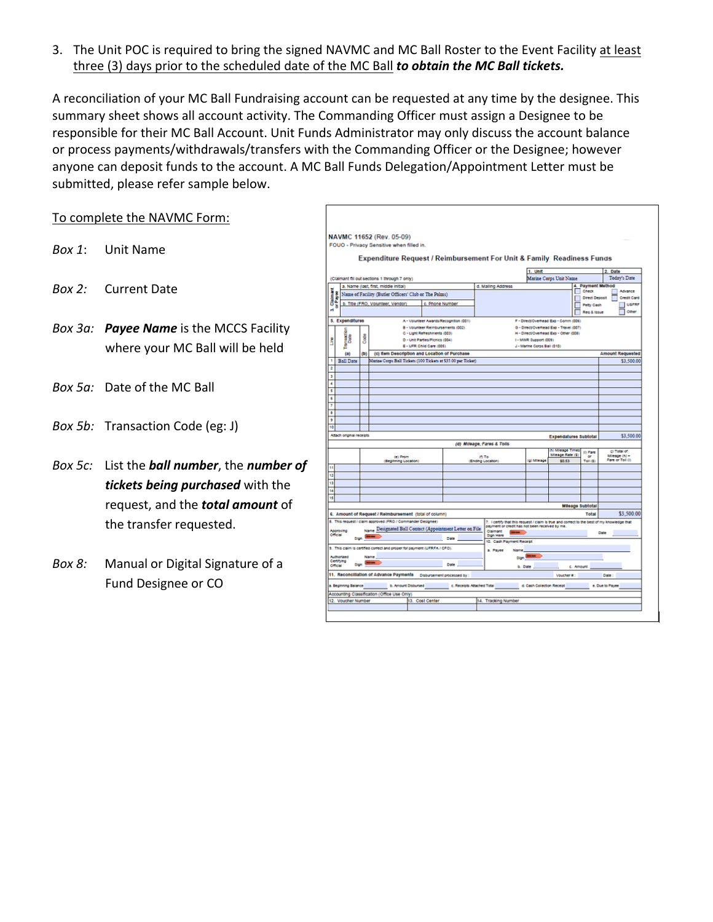3. The Unit POC is required to bring the signed NAVMC and MC Ball Roster to the Event Facility <u>at least three (3) days prior to the scheduled date of the MC Ball</u> ***to obtain the MC Ball tickets.***

A reconciliation of your MC Ball Fundraising account can be requested at any time by the designee. This summary sheet shows all account activity. The Commanding Officer must assign a Designee to be responsible for their MC Ball Account. Unit Funds Administrator may only discuss the account balance or process payments/withdrawals/transfers with the Commanding Officer or the Designee; however anyone can deposit funds to the account. A MC Ball Funds Delegation/Appointment Letter must be submitted, please refer sample below.

<u>To complete the NAVMC Form:</u>

*Box 1*: Unit Name

*Box 2:* Current Date

*Box 3a:* ***Payee Name*** is the MCCS Facility where your MC Ball will be held

*Box 5a:* Date of the MC Ball

*Box 5b:* Transaction Code (eg: J)

*Box 5c:* List the ***ball number***, the ***number of tickets being purchased*** with the request, and the ***total amount*** of the transfer requested.

*Box 8:* Manual or Digital Signature of a Fund Designee or CO

NAVMC 11652 (Rev. 05-09)
FOUO - Privacy Sensitive when filled in.

**Expenditure Request / Reimbursement For Unit & Family Readiness Funds**

(Claimant fill out sections 1 through 7 only)

| 1. Unit | 2. Date |
|---|---|
| Marine Corps Unit Name | Today's Date |

3. Claimant or Payee — a. Name (last, first, middle initial): Name of Facility (Butler Officers' Club or The Palms); b. Title (FRO, Volunteer, Vendor); c. Phone Number; d. Mailing Address

4. Payment Method: Check, Advance, Direct Deposit, Credit Card, Petty Cash, U&FRF, Req & Issue, Other

5. Expenditures: A - Volunteer Awards/Recognition (001); B - Volunteer Reimbursements (002); C - Light Refreshments (003); D - Unit Parties/Picnics (004); E - UFR Child Care (005); F - Direct/Overhead Exp - Comm (006); G - Direct/Overhead Exp - Travel (007); H - Direct/Overhead Exp - Other (008); I - MWR Support (009); J - Marine Corps Ball (010)

| Line | (a) Transaction Date | (b) Code | (c) Item Description and Location of Purchase | Amount Requested |
|---|---|---|---|---|
| 1 | Ball Date | | Marine Corps Ball Tickets (100 Tickets at $35.00 per Ticket) | $3,500.00 |

Attach original receipts — Expenditures Subtotal: $3,500.00

(d) Mileage, Fares & Tolls — (e) From (Beginning Location); (f) To (Ending Location); (g) Mileage; (h) Mileage Times Mileage Rate ($) $0.53; (i) Fare or Toll ($); (j) Total of Mileage (h) + Fare or Toll (i) — Mileage Subtotal

6. Amount of Request / Reimbursement (total of column) — Total: $3,500.00

7. I certify that this request / claim is true and correct to the best of my knowledge that payment or credit has not been received by me. Claimant Sign Here; Date

8. This request / claim approved (FRO / Commander Designee) — Approving Official: Name: Designated Ball Contact (Appointment Letter on File); Sign; Date

9. This claim is certified correct and proper for payment (UFRFA / CFO). Authorized Certifying Official: Name; Sign; Date

10. Cash Payment Receipt — a. Payee Name; Sign; b. Date; c. Amount

11. Reconciliation of Advance Payments — Disbursement processed by; Voucher #; Date; a. Beginning Balance; b. Amount Disbursed; c. Receipts Attached Total; d. Cash Collection Receipt; e. Due to Payee

Accounting Classification (Office Use Only) — 12. Voucher Number; 13. Cost Center; 14. Tracking Number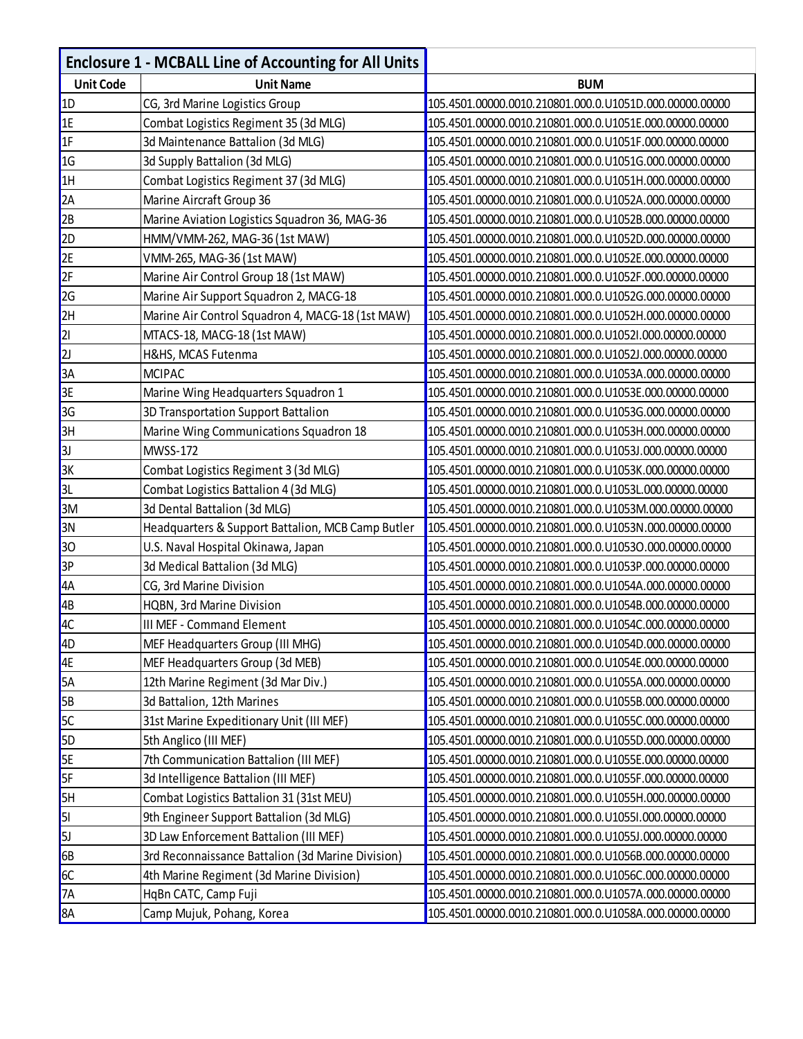## Enclosure 1 - MCBALL Line of Accounting for All Units

| Unit Code | Unit Name | BUM |
|---|---|---|
| 1D | CG, 3rd Marine Logistics Group | 105.4501.00000.0010.210801.000.0.U1051D.000.00000.00000 |
| 1E | Combat Logistics Regiment 35 (3d MLG) | 105.4501.00000.0010.210801.000.0.U1051E.000.00000.00000 |
| 1F | 3d Maintenance Battalion (3d MLG) | 105.4501.00000.0010.210801.000.0.U1051F.000.00000.00000 |
| 1G | 3d Supply Battalion (3d MLG) | 105.4501.00000.0010.210801.000.0.U1051G.000.00000.00000 |
| 1H | Combat Logistics Regiment 37 (3d MLG) | 105.4501.00000.0010.210801.000.0.U1051H.000.00000.00000 |
| 2A | Marine Aircraft Group 36 | 105.4501.00000.0010.210801.000.0.U1052A.000.00000.00000 |
| 2B | Marine Aviation Logistics Squadron 36, MAG-36 | 105.4501.00000.0010.210801.000.0.U1052B.000.00000.00000 |
| 2D | HMM/VMM-262, MAG-36 (1st MAW) | 105.4501.00000.0010.210801.000.0.U1052D.000.00000.00000 |
| 2E | VMM-265, MAG-36 (1st MAW) | 105.4501.00000.0010.210801.000.0.U1052E.000.00000.00000 |
| 2F | Marine Air Control Group 18 (1st MAW) | 105.4501.00000.0010.210801.000.0.U1052F.000.00000.00000 |
| 2G | Marine Air Support Squadron 2, MACG-18 | 105.4501.00000.0010.210801.000.0.U1052G.000.00000.00000 |
| 2H | Marine Air Control Squadron 4, MACG-18 (1st MAW) | 105.4501.00000.0010.210801.000.0.U1052H.000.00000.00000 |
| 2I | MTACS-18, MACG-18 (1st MAW) | 105.4501.00000.0010.210801.000.0.U1052I.000.00000.00000 |
| 2J | H&HS, MCAS Futenma | 105.4501.00000.0010.210801.000.0.U1052J.000.00000.00000 |
| 3A | MCIPAC | 105.4501.00000.0010.210801.000.0.U1053A.000.00000.00000 |
| 3E | Marine Wing Headquarters Squadron 1 | 105.4501.00000.0010.210801.000.0.U1053E.000.00000.00000 |
| 3G | 3D Transportation Support Battalion | 105.4501.00000.0010.210801.000.0.U1053G.000.00000.00000 |
| 3H | Marine Wing Communications Squadron 18 | 105.4501.00000.0010.210801.000.0.U1053H.000.00000.00000 |
| 3J | MWSS-172 | 105.4501.00000.0010.210801.000.0.U1053J.000.00000.00000 |
| 3K | Combat Logistics Regiment 3 (3d MLG) | 105.4501.00000.0010.210801.000.0.U1053K.000.00000.00000 |
| 3L | Combat Logistics Battalion 4 (3d MLG) | 105.4501.00000.0010.210801.000.0.U1053L.000.00000.00000 |
| 3M | 3d Dental Battalion (3d MLG) | 105.4501.00000.0010.210801.000.0.U1053M.000.00000.00000 |
| 3N | Headquarters & Support Battalion, MCB Camp Butler | 105.4501.00000.0010.210801.000.0.U1053N.000.00000.00000 |
| 3O | U.S. Naval Hospital Okinawa, Japan | 105.4501.00000.0010.210801.000.0.U1053O.000.00000.00000 |
| 3P | 3d Medical Battalion (3d MLG) | 105.4501.00000.0010.210801.000.0.U1053P.000.00000.00000 |
| 4A | CG, 3rd Marine Division | 105.4501.00000.0010.210801.000.0.U1054A.000.00000.00000 |
| 4B | HQBN, 3rd Marine Division | 105.4501.00000.0010.210801.000.0.U1054B.000.00000.00000 |
| 4C | III MEF - Command Element | 105.4501.00000.0010.210801.000.0.U1054C.000.00000.00000 |
| 4D | MEF Headquarters Group (III MHG) | 105.4501.00000.0010.210801.000.0.U1054D.000.00000.00000 |
| 4E | MEF Headquarters Group (3d MEB) | 105.4501.00000.0010.210801.000.0.U1054E.000.00000.00000 |
| 5A | 12th Marine Regiment (3d Mar Div.) | 105.4501.00000.0010.210801.000.0.U1055A.000.00000.00000 |
| 5B | 3d Battalion, 12th Marines | 105.4501.00000.0010.210801.000.0.U1055B.000.00000.00000 |
| 5C | 31st Marine Expeditionary Unit (III MEF) | 105.4501.00000.0010.210801.000.0.U1055C.000.00000.00000 |
| 5D | 5th Anglico (III MEF) | 105.4501.00000.0010.210801.000.0.U1055D.000.00000.00000 |
| 5E | 7th Communication Battalion (III MEF) | 105.4501.00000.0010.210801.000.0.U1055E.000.00000.00000 |
| 5F | 3d Intelligence Battalion (III MEF) | 105.4501.00000.0010.210801.000.0.U1055F.000.00000.00000 |
| 5H | Combat Logistics Battalion 31 (31st MEU) | 105.4501.00000.0010.210801.000.0.U1055H.000.00000.00000 |
| 5I | 9th Engineer Support Battalion (3d MLG) | 105.4501.00000.0010.210801.000.0.U1055I.000.00000.00000 |
| 5J | 3D Law Enforcement Battalion (III MEF) | 105.4501.00000.0010.210801.000.0.U1055J.000.00000.00000 |
| 6B | 3rd Reconnaissance Battalion (3d Marine Division) | 105.4501.00000.0010.210801.000.0.U1056B.000.00000.00000 |
| 6C | 4th Marine Regiment (3d Marine Division) | 105.4501.00000.0010.210801.000.0.U1056C.000.00000.00000 |
| 7A | HqBn CATC, Camp Fuji | 105.4501.00000.0010.210801.000.0.U1057A.000.00000.00000 |
| 8A | Camp Mujuk, Pohang, Korea | 105.4501.00000.0010.210801.000.0.U1058A.000.00000.00000 |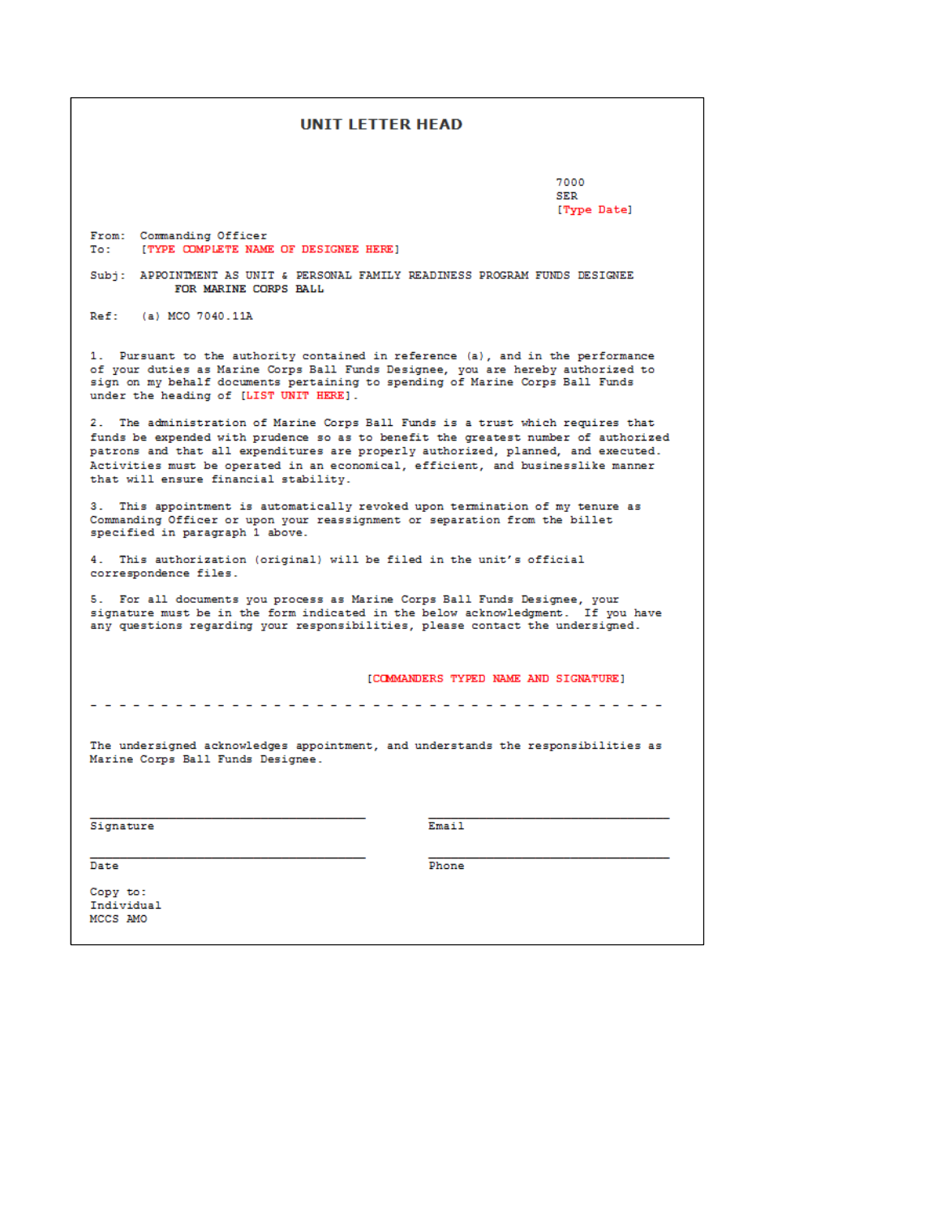# UNIT LETTER HEAD

7000
SER
[Type Date]

From: Commanding Officer
To: [TYPE COMPLETE NAME OF DESIGNEE HERE]

Subj: APPOINTMENT AS UNIT & PERSONAL FAMILY READINESS PROGRAM FUNDS DESIGNEE FOR MARINE CORPS BALL

Ref: (a) MCO 7040.11A

1. Pursuant to the authority contained in reference (a), and in the performance of your duties as Marine Corps Ball Funds Designee, you are hereby authorized to sign on my behalf documents pertaining to spending of Marine Corps Ball Funds under the heading of [LIST UNIT HERE].

2. The administration of Marine Corps Ball Funds is a trust which requires that funds be expended with prudence so as to benefit the greatest number of authorized patrons and that all expenditures are properly authorized, planned, and executed. Activities must be operated in an economical, efficient, and businesslike manner that will ensure financial stability.

3. This appointment is automatically revoked upon termination of my tenure as Commanding Officer or upon your reassignment or separation from the billet specified in paragraph 1 above.

4. This authorization (original) will be filed in the unit's official correspondence files.

5. For all documents you process as Marine Corps Ball Funds Designee, your signature must be in the form indicated in the below acknowledgment. If you have any questions regarding your responsibilities, please contact the undersigned.

[COMMANDERS TYPED NAME AND SIGNATURE]

- - - - - - - - - - - - - - - - - - - - - - - - - - - - - - - - - - - -

The undersigned acknowledges appointment, and understands the responsibilities as Marine Corps Ball Funds Designee.

| | |
|---|---|
| ______________________ Signature | ______________________ Email |
| ______________________ Date | ______________________ Phone |

Copy to:
Individual
MCCS AMO